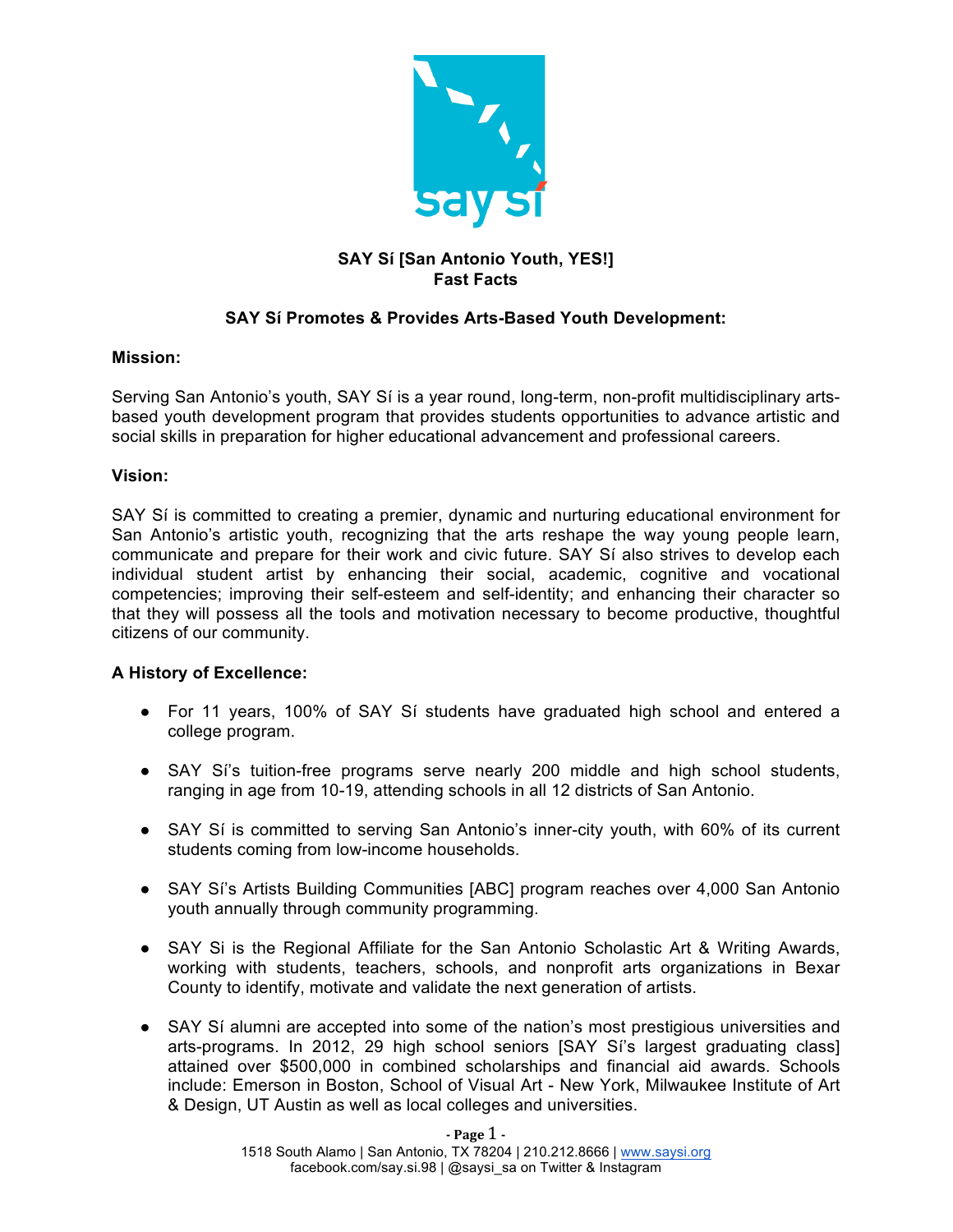**SAY Sí [San Antonio Youth, YES!]**
**Fast Facts**

**SAY Sí Promotes & Provides Arts-Based Youth Development:**

**Mission:**

Serving San Antonio's youth, SAY Sí is a year round, long-term, non-profit multidisciplinary arts-based youth development program that provides students opportunities to advance artistic and social skills in preparation for higher educational advancement and professional careers.

**Vision:**

SAY Sí is committed to creating a premier, dynamic and nurturing educational environment for San Antonio's artistic youth, recognizing that the arts reshape the way young people learn, communicate and prepare for their work and civic future. SAY Sí also strives to develop each individual student artist by enhancing their social, academic, cognitive and vocational competencies; improving their self-esteem and self-identity; and enhancing their character so that they will possess all the tools and motivation necessary to become productive, thoughtful citizens of our community.

**A History of Excellence:**

- For 11 years, 100% of SAY Sí students have graduated high school and entered a college program.
- SAY Sí's tuition-free programs serve nearly 200 middle and high school students, ranging in age from 10-19, attending schools in all 12 districts of San Antonio.
- SAY Sí is committed to serving San Antonio's inner-city youth, with 60% of its current students coming from low-income households.
- SAY Sí's Artists Building Communities [ABC] program reaches over 4,000 San Antonio youth annually through community programming.
- SAY Si is the Regional Affiliate for the San Antonio Scholastic Art & Writing Awards, working with students, teachers, schools, and nonprofit arts organizations in Bexar County to identify, motivate and validate the next generation of artists.
- SAY Sí alumni are accepted into some of the nation's most prestigious universities and arts-programs. In 2012, 29 high school seniors [SAY Sí's largest graduating class] attained over $500,000 in combined scholarships and financial aid awards. Schools include: Emerson in Boston, School of Visual Art - New York, Milwaukee Institute of Art & Design, UT Austin as well as local colleges and universities.

1518 South Alamo | San Antonio, TX 78204 | 210.212.8666 | www.saysi.org
facebook.com/say.si.98 | @saysi_sa on Twitter & Instagram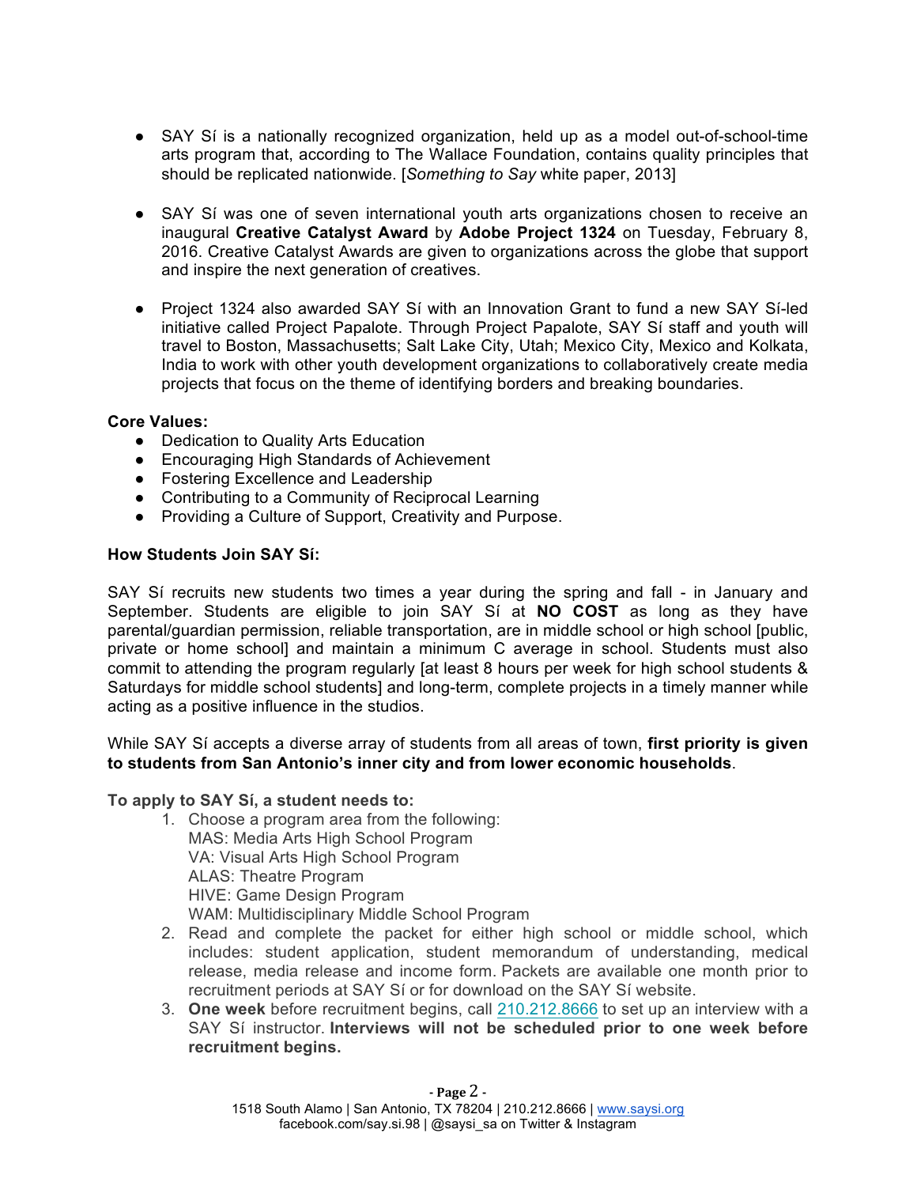- SAY Sí is a nationally recognized organization, held up as a model out-of-school-time arts program that, according to The Wallace Foundation, contains quality principles that should be replicated nationwide. [*Something to Say* white paper, 2013]

- SAY Sí was one of seven international youth arts organizations chosen to receive an inaugural **Creative Catalyst Award** by **Adobe Project 1324** on Tuesday, February 8, 2016. Creative Catalyst Awards are given to organizations across the globe that support and inspire the next generation of creatives.

- Project 1324 also awarded SAY Sí with an Innovation Grant to fund a new SAY Sí-led initiative called Project Papalote. Through Project Papalote, SAY Sí staff and youth will travel to Boston, Massachusetts; Salt Lake City, Utah; Mexico City, Mexico and Kolkata, India to work with other youth development organizations to collaboratively create media projects that focus on the theme of identifying borders and breaking boundaries.

**Core Values:**

- Dedication to Quality Arts Education
- Encouraging High Standards of Achievement
- Fostering Excellence and Leadership
- Contributing to a Community of Reciprocal Learning
- Providing a Culture of Support, Creativity and Purpose.

**How Students Join SAY Sí:**

SAY Sí recruits new students two times a year during the spring and fall - in January and September. Students are eligible to join SAY Sí at **NO COST** as long as they have parental/guardian permission, reliable transportation, are in middle school or high school [public, private or home school] and maintain a minimum C average in school. Students must also commit to attending the program regularly [at least 8 hours per week for high school students & Saturdays for middle school students] and long-term, complete projects in a timely manner while acting as a positive influence in the studios.

While SAY Sí accepts a diverse array of students from all areas of town, **first priority is given to students from San Antonio's inner city and from lower economic households**.

**To apply to SAY Sí, a student needs to:**

1. Choose a program area from the following:
   MAS: Media Arts High School Program
   VA: Visual Arts High School Program
   ALAS: Theatre Program
   HIVE: Game Design Program
   WAM: Multidisciplinary Middle School Program
2. Read and complete the packet for either high school or middle school, which includes: student application, student memorandum of understanding, medical release, media release and income form. Packets are available one month prior to recruitment periods at SAY Sí or for download on the SAY Sí website.
3. **One week** before recruitment begins, call 210.212.8666 to set up an interview with a SAY Sí instructor. **Interviews will not be scheduled prior to one week before recruitment begins.**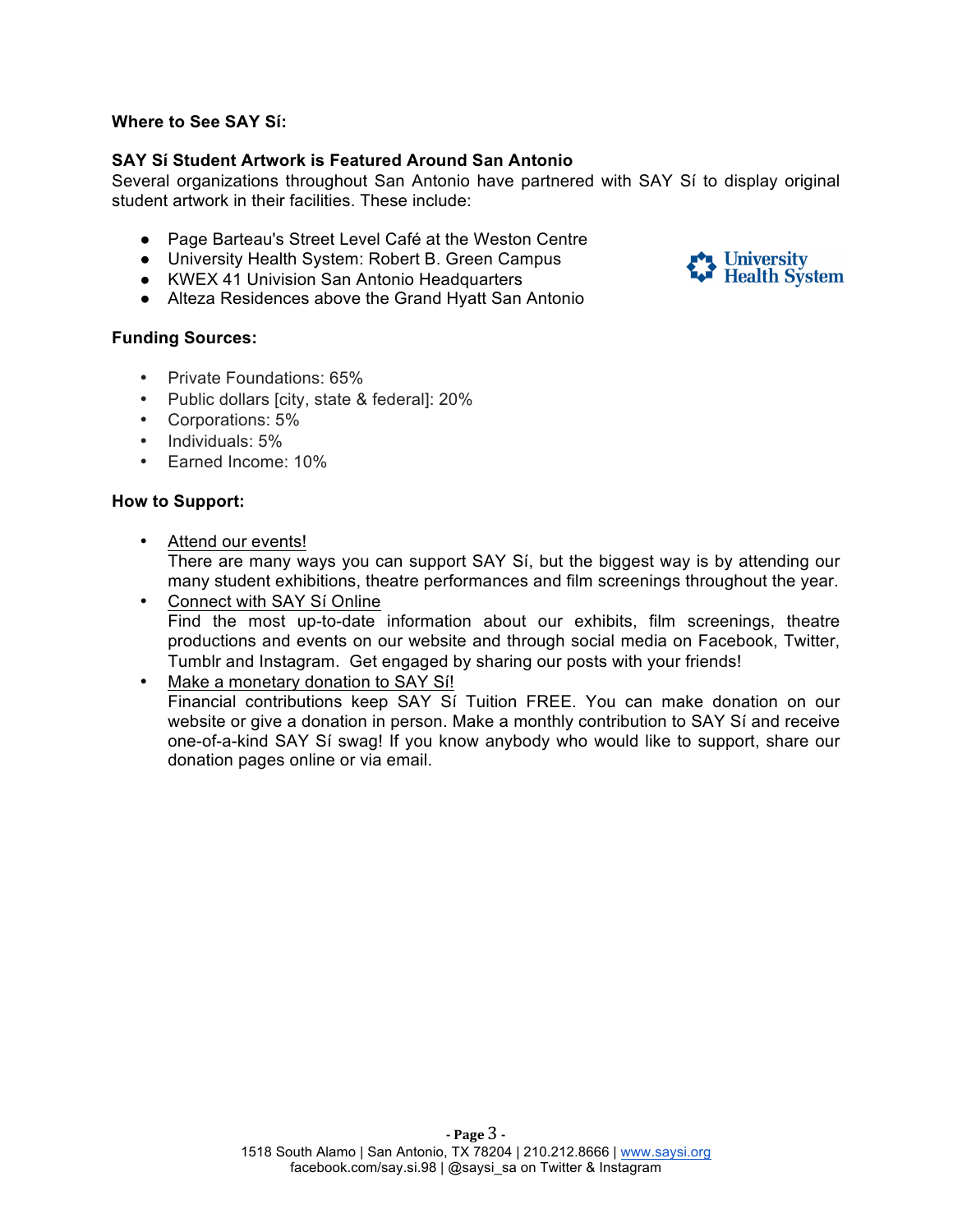**Where to See SAY Sí:**

**SAY Sí Student Artwork is Featured Around San Antonio**

Several organizations throughout San Antonio have partnered with SAY Sí to display original student artwork in their facilities. These include:

- Page Barteau's Street Level Café at the Weston Centre
- University Health System: Robert B. Green Campus
- KWEX 41 Univision San Antonio Headquarters
- Alteza Residences above the Grand Hyatt San Antonio

University Health System

**Funding Sources:**

- Private Foundations: 65%
- Public dollars [city, state & federal]: 20%
- Corporations: 5%
- Individuals: 5%
- Earned Income: 10%

**How to Support:**

- Attend our events!
  There are many ways you can support SAY Sí, but the biggest way is by attending our many student exhibitions, theatre performances and film screenings throughout the year.
- Connect with SAY Sí Online
  Find the most up-to-date information about our exhibits, film screenings, theatre productions and events on our website and through social media on Facebook, Twitter, Tumblr and Instagram. Get engaged by sharing our posts with your friends!
- Make a monetary donation to SAY Sí!
  Financial contributions keep SAY Sí Tuition FREE. You can make donation on our website or give a donation in person. Make a monthly contribution to SAY Sí and receive one-of-a-kind SAY Sí swag! If you know anybody who would like to support, share our donation pages online or via email.